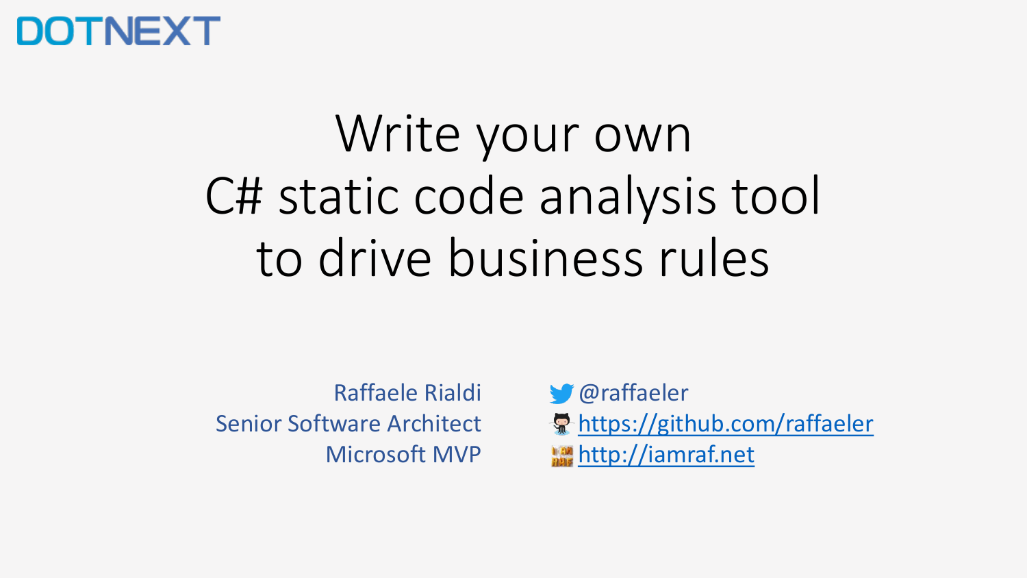DOTNEXT

# Write your own C# static code analysis tool to drive business rules

Raffaele Rialdi
Senior Software Architect
Microsoft MVP

@raffaeler
https://github.com/raffaeler
http://iamraf.net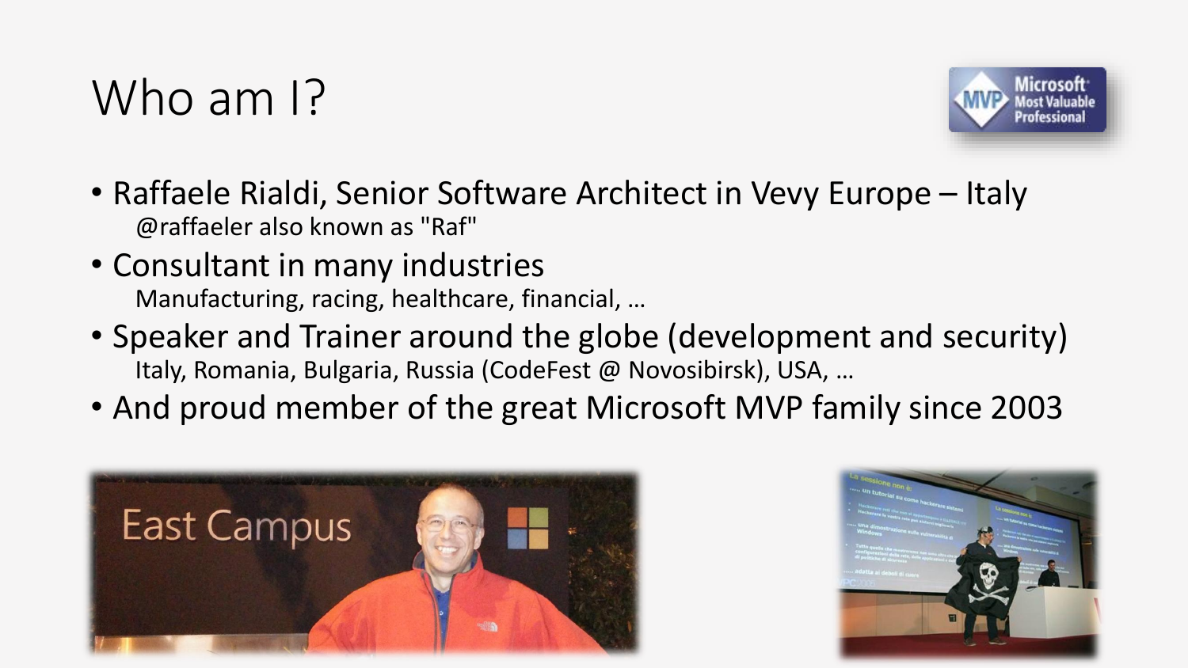# Who am I?

- Raffaele Rialdi, Senior Software Architect in Vevy Europe – Italy
  @raffaeler also known as "Raf"
- Consultant in many industries
  Manufacturing, racing, healthcare, financial, …
- Speaker and Trainer around the globe (development and security)
  Italy, Romania, Bulgaria, Russia (CodeFest @ Novosibirsk), USA, …
- And proud member of the great Microsoft MVP family since 2003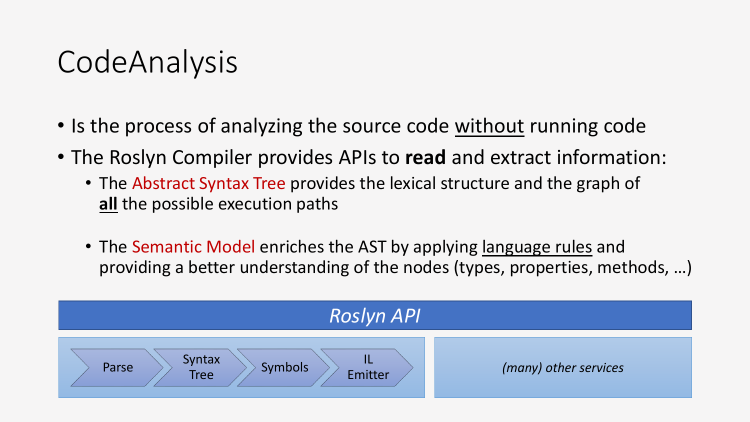# CodeAnalysis

- Is the process of analyzing the source code without running code
- The Roslyn Compiler provides APIs to **read** and extract information:
  - The Abstract Syntax Tree provides the lexical structure and the graph of **all** the possible execution paths
  - The Semantic Model enriches the AST by applying language rules and providing a better understanding of the nodes (types, properties, methods, …)

*Roslyn API*

Parse → Syntax Tree → Symbols → IL Emitter

*(many) other services*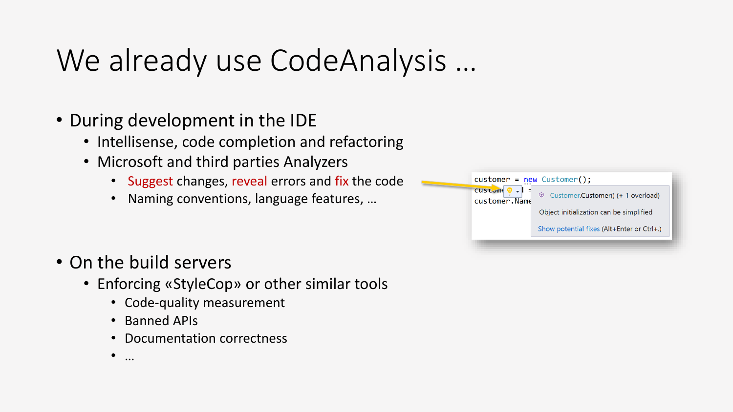# We already use CodeAnalysis …

- During development in the IDE
  - Intellisense, code completion and refactoring
  - Microsoft and third parties Analyzers
    - Suggest changes, reveal errors and fix the code
    - Naming conventions, language features, …

- On the build servers
  - Enforcing «StyleCop» or other similar tools
    - Code-quality measurement
    - Banned APIs
    - Documentation correctness
    - …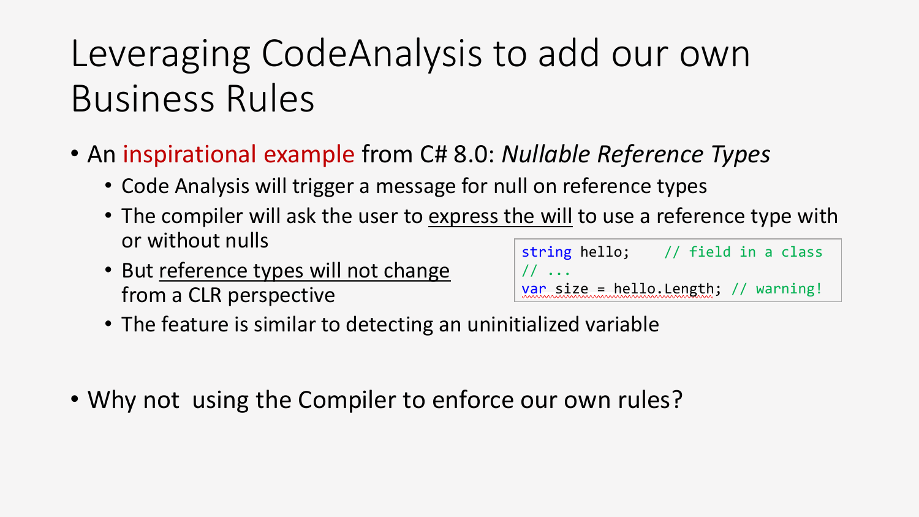# Leveraging CodeAnalysis to add our own Business Rules

- An inspirational example from C# 8.0: *Nullable Reference Types*
  - Code Analysis will trigger a message for null on reference types
  - The compiler will ask the user to express the will to use a reference type with or without nulls
  - But reference types will not change from a CLR perspective
  - The feature is similar to detecting an uninitialized variable

```
string hello;    // field in a class
// ...
var size = hello.Length; // warning!
```

- Why not  using the Compiler to enforce our own rules?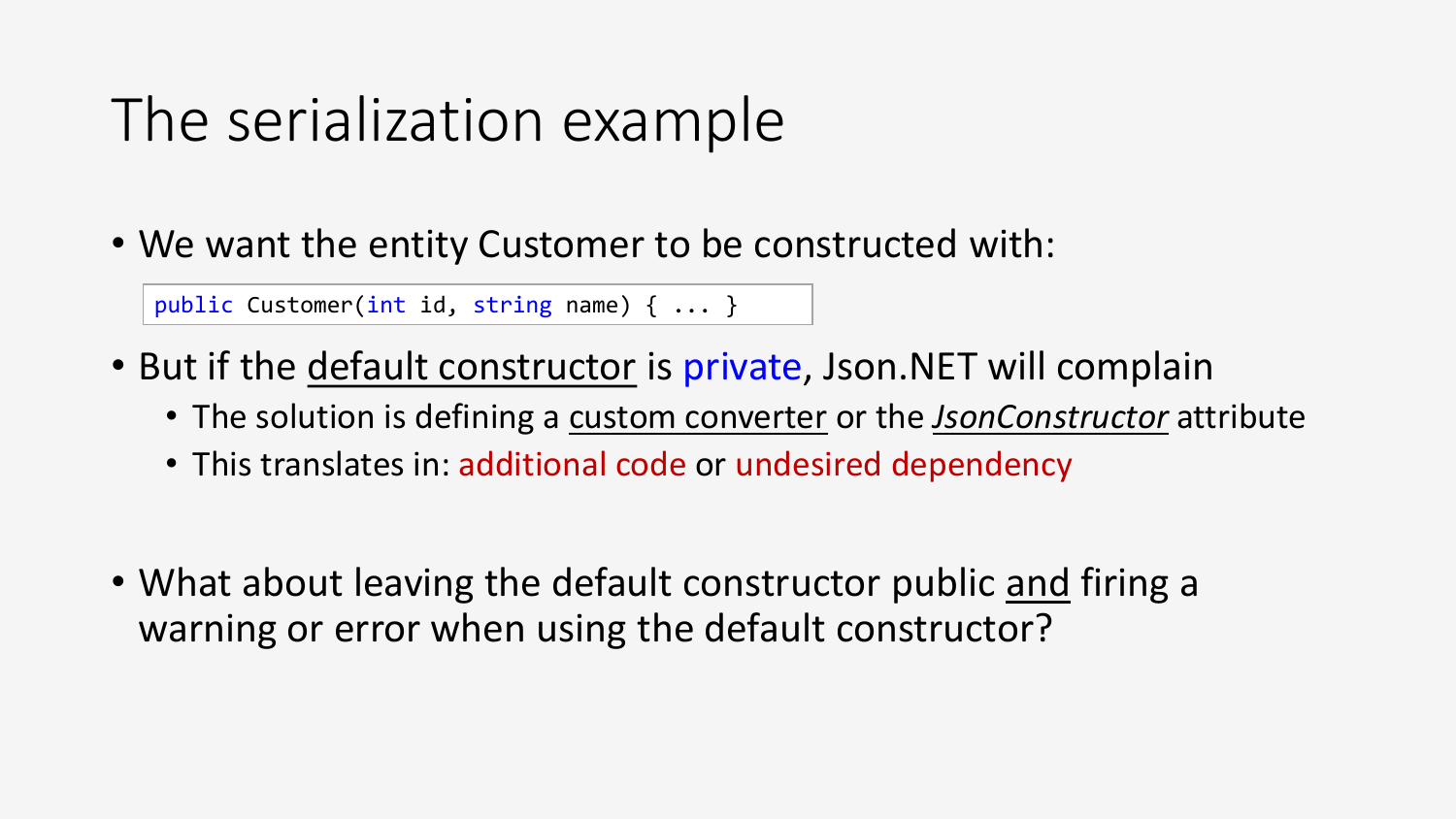# The serialization example

- We want the entity Customer to be constructed with:

```
public Customer(int id, string name) { ... }
```

- But if the default constructor is private, Json.NET will complain
  - The solution is defining a custom converter or the *JsonConstructor* attribute
  - This translates in: additional code or undesired dependency

- What about leaving the default constructor public and firing a warning or error when using the default constructor?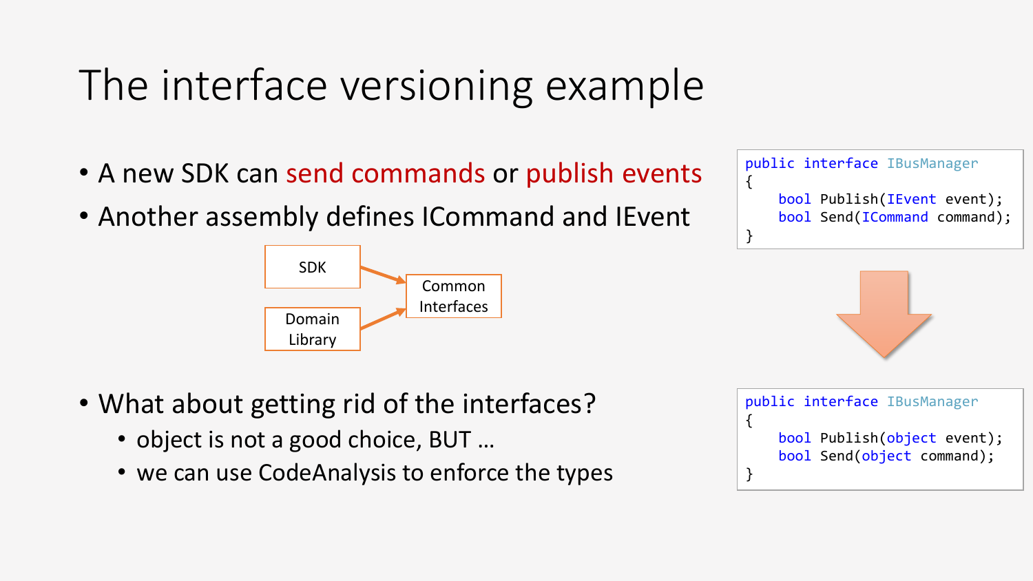# The interface versioning example

- A new SDK can send commands or publish events
- Another assembly defines ICommand and IEvent

SDK → Common Interfaces

Domain Library → Common Interfaces

- What about getting rid of the interfaces?
  - object is not a good choice, BUT …
  - we can use CodeAnalysis to enforce the types

```
public interface IBusManager
{
    bool Publish(IEvent event);
    bool Send(ICommand command);
}
```

```
public interface IBusManager
{
    bool Publish(object event);
    bool Send(object command);
}
```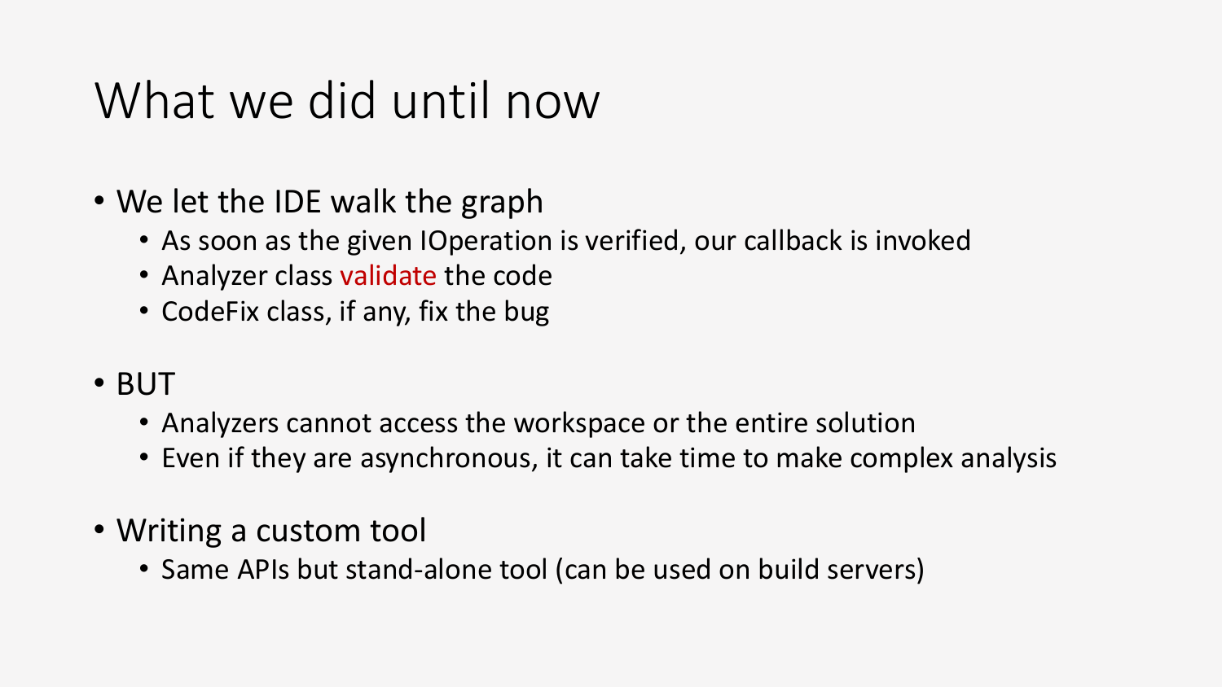# What we did until now

- We let the IDE walk the graph
  - As soon as the given IOperation is verified, our callback is invoked
  - Analyzer class validate the code
  - CodeFix class, if any, fix the bug
- BUT
  - Analyzers cannot access the workspace or the entire solution
  - Even if they are asynchronous, it can take time to make complex analysis
- Writing a custom tool
  - Same APIs but stand-alone tool (can be used on build servers)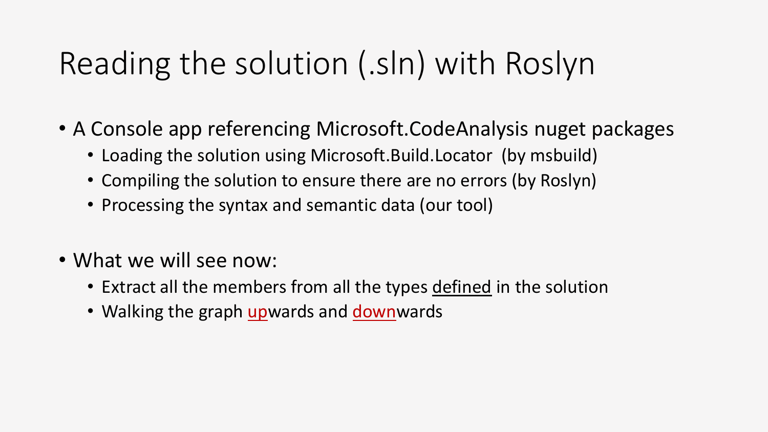# Reading the solution (.sln) with Roslyn

- A Console app referencing Microsoft.CodeAnalysis nuget packages
  - Loading the solution using Microsoft.Build.Locator (by msbuild)
  - Compiling the solution to ensure there are no errors (by Roslyn)
  - Processing the syntax and semantic data (our tool)

- What we will see now:
  - Extract all the members from all the types <u>defined</u> in the solution
  - Walking the graph <u>up</u>wards and <u>down</u>wards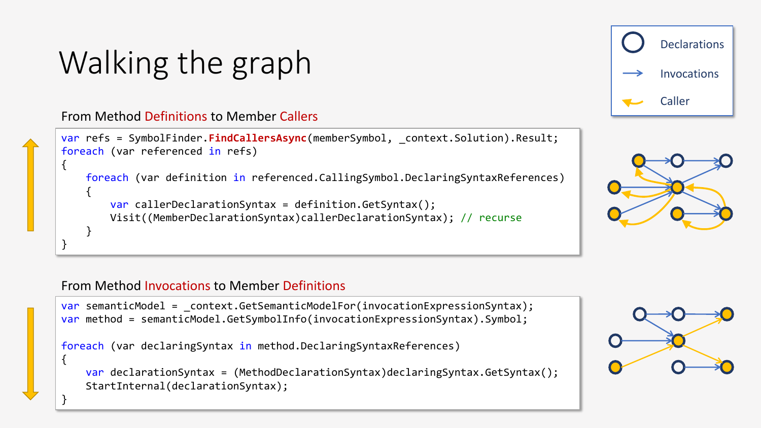# Walking the graph

Declarations

Invocations

Caller

## From Method Definitions to Member Callers

```
var refs = SymbolFinder.FindCallersAsync(memberSymbol, _context.Solution).Result;
foreach (var referenced in refs)
{
    foreach (var definition in referenced.CallingSymbol.DeclaringSyntaxReferences)
    {
        var callerDeclarationSyntax = definition.GetSyntax();
        Visit((MemberDeclarationSyntax)callerDeclarationSyntax); // recurse
    }
}
```

## From Method Invocations to Member Definitions

```
var semanticModel = _context.GetSemanticModelFor(invocationExpressionSyntax);
var method = semanticModel.GetSymbolInfo(invocationExpressionSyntax).Symbol;

foreach (var declaringSyntax in method.DeclaringSyntaxReferences)
{
    var declarationSyntax = (MethodDeclarationSyntax)declaringSyntax.GetSyntax();
    StartInternal(declarationSyntax);
}
```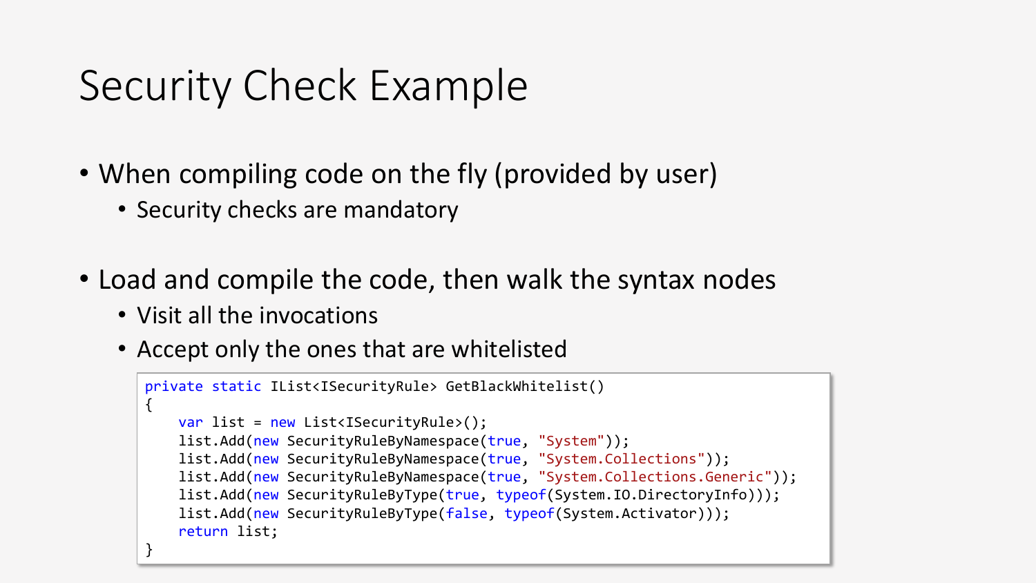# Security Check Example

- When compiling code on the fly (provided by user)
  - Security checks are mandatory
- Load and compile the code, then walk the syntax nodes
  - Visit all the invocations
  - Accept only the ones that are whitelisted

```
private static IList<ISecurityRule> GetBlackWhitelist()
{
    var list = new List<ISecurityRule>();
    list.Add(new SecurityRuleByNamespace(true, "System"));
    list.Add(new SecurityRuleByNamespace(true, "System.Collections"));
    list.Add(new SecurityRuleByNamespace(true, "System.Collections.Generic"));
    list.Add(new SecurityRuleByType(true, typeof(System.IO.DirectoryInfo)));
    list.Add(new SecurityRuleByType(false, typeof(System.Activator)));
    return list;
}
```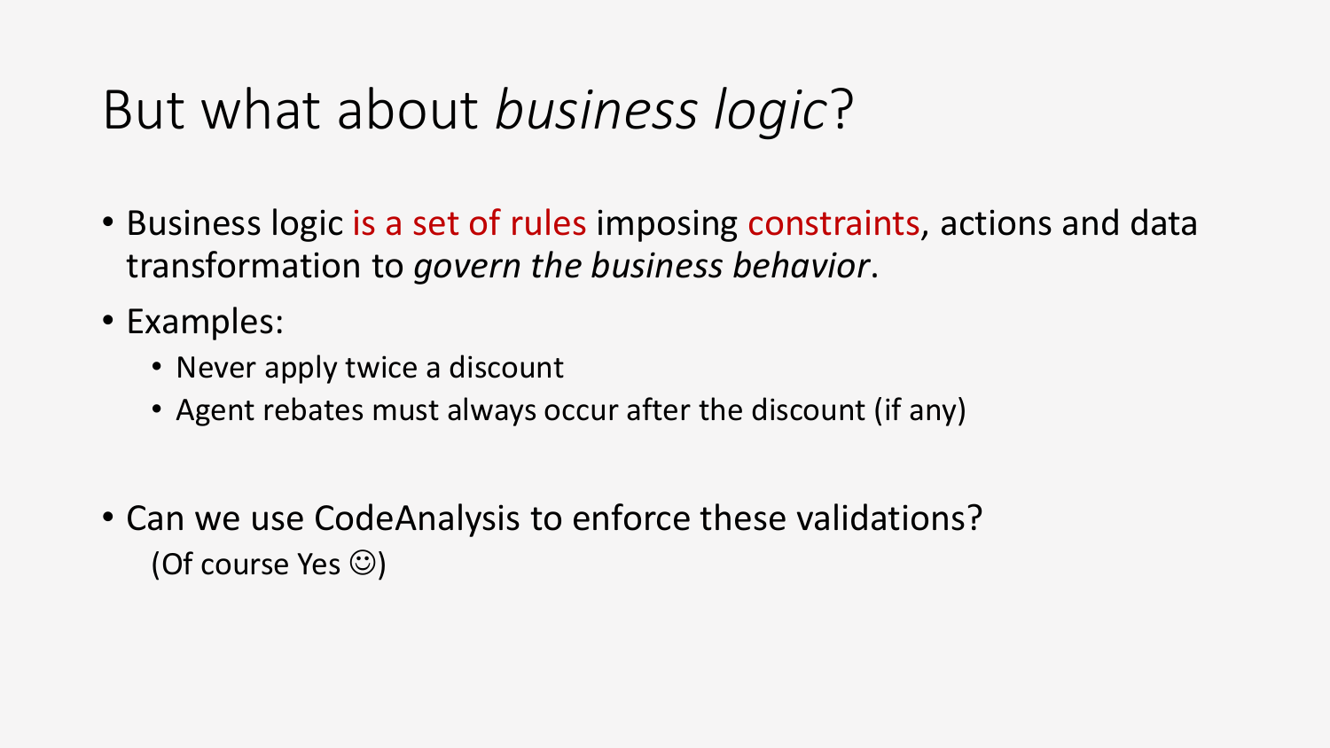# But what about *business logic*?

- Business logic is a set of rules imposing constraints, actions and data transformation to *govern the business behavior*.
- Examples:
  - Never apply twice a discount
  - Agent rebates must always occur after the discount (if any)

- Can we use CodeAnalysis to enforce these validations?
  (Of course Yes ☺)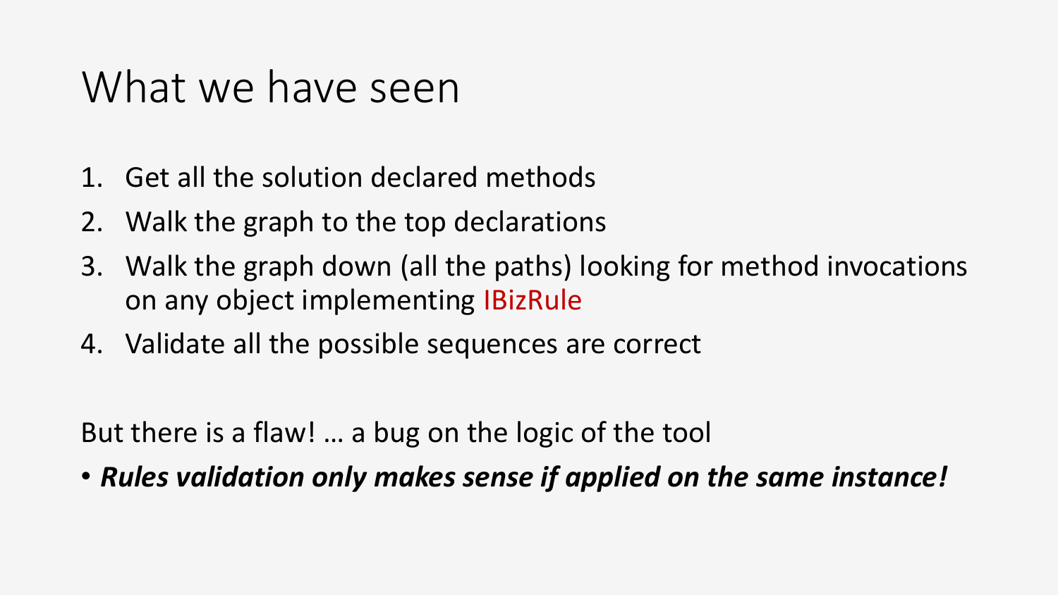# What we have seen

1. Get all the solution declared methods
2. Walk the graph to the top declarations
3. Walk the graph down (all the paths) looking for method invocations on any object implementing IBizRule
4. Validate all the possible sequences are correct

But there is a flaw! … a bug on the logic of the tool

- ***Rules validation only makes sense if applied on the same instance!***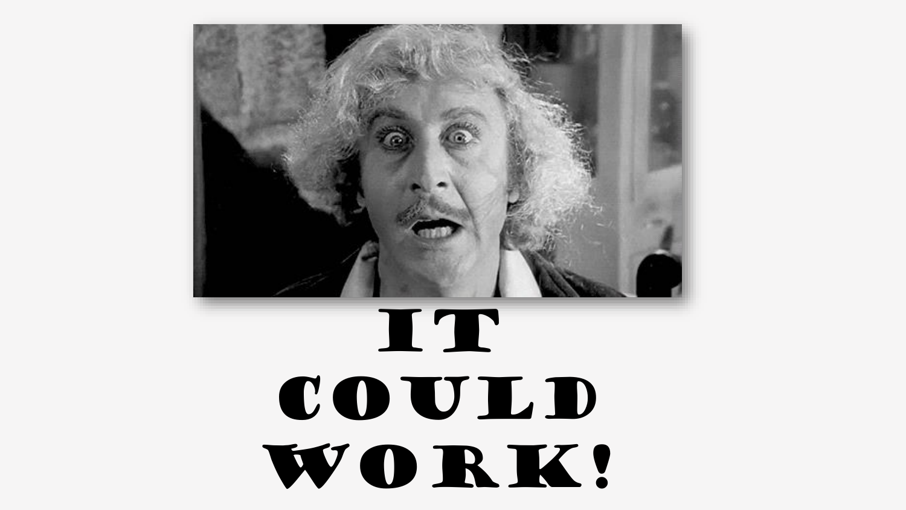# IT COULD WORK!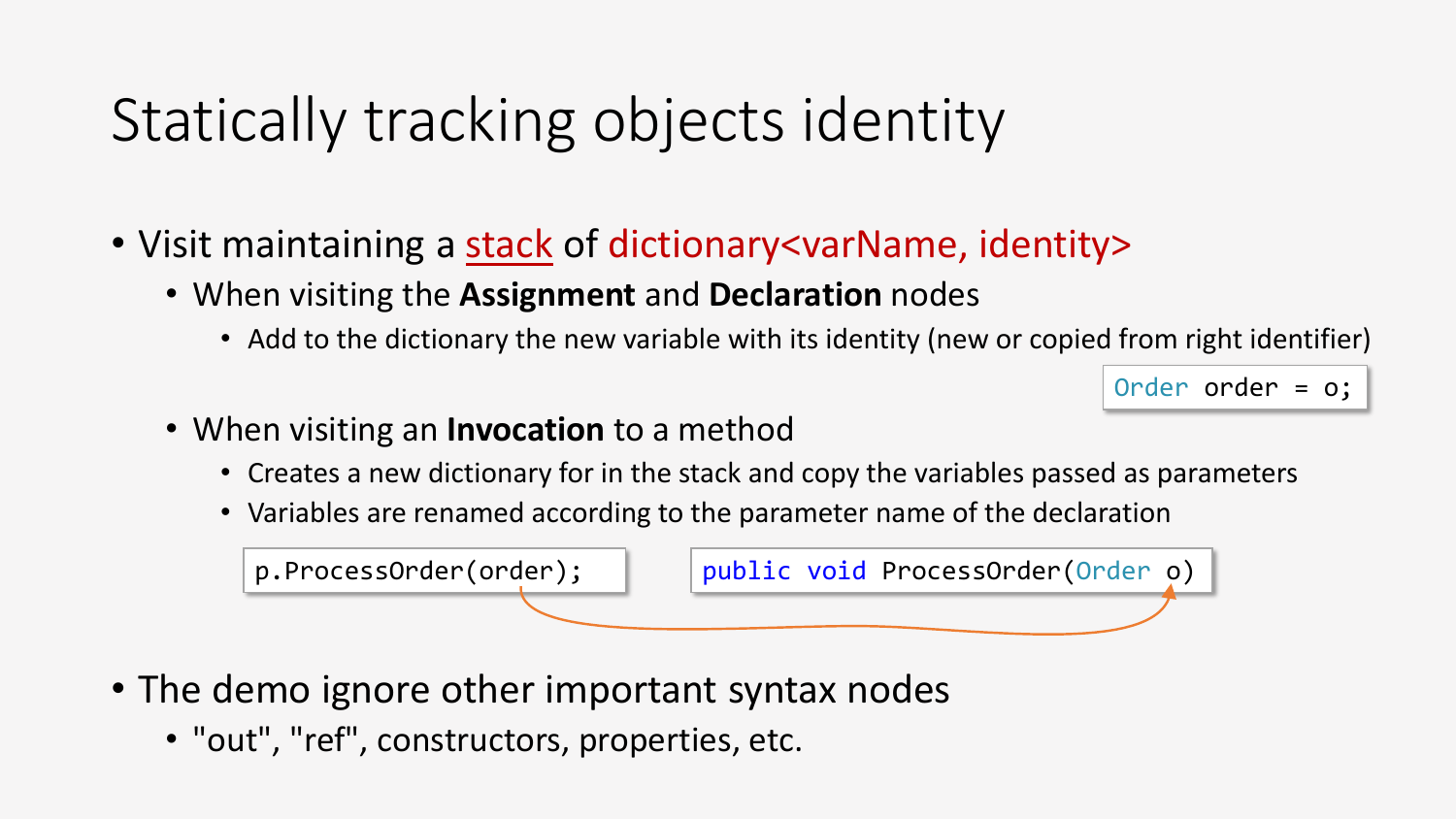# Statically tracking objects identity

- Visit maintaining a stack of dictionary<varName, identity>
  - When visiting the **Assignment** and **Declaration** nodes
    - Add to the dictionary the new variable with its identity (new or copied from right identifier)

```
Order order = o;
```

  - When visiting an **Invocation** to a method
    - Creates a new dictionary for in the stack and copy the variables passed as parameters
    - Variables are renamed according to the parameter name of the declaration

```
p.ProcessOrder(order);
```

```
public void ProcessOrder(Order o)
```

- The demo ignore other important syntax nodes
  - "out", "ref", constructors, properties, etc.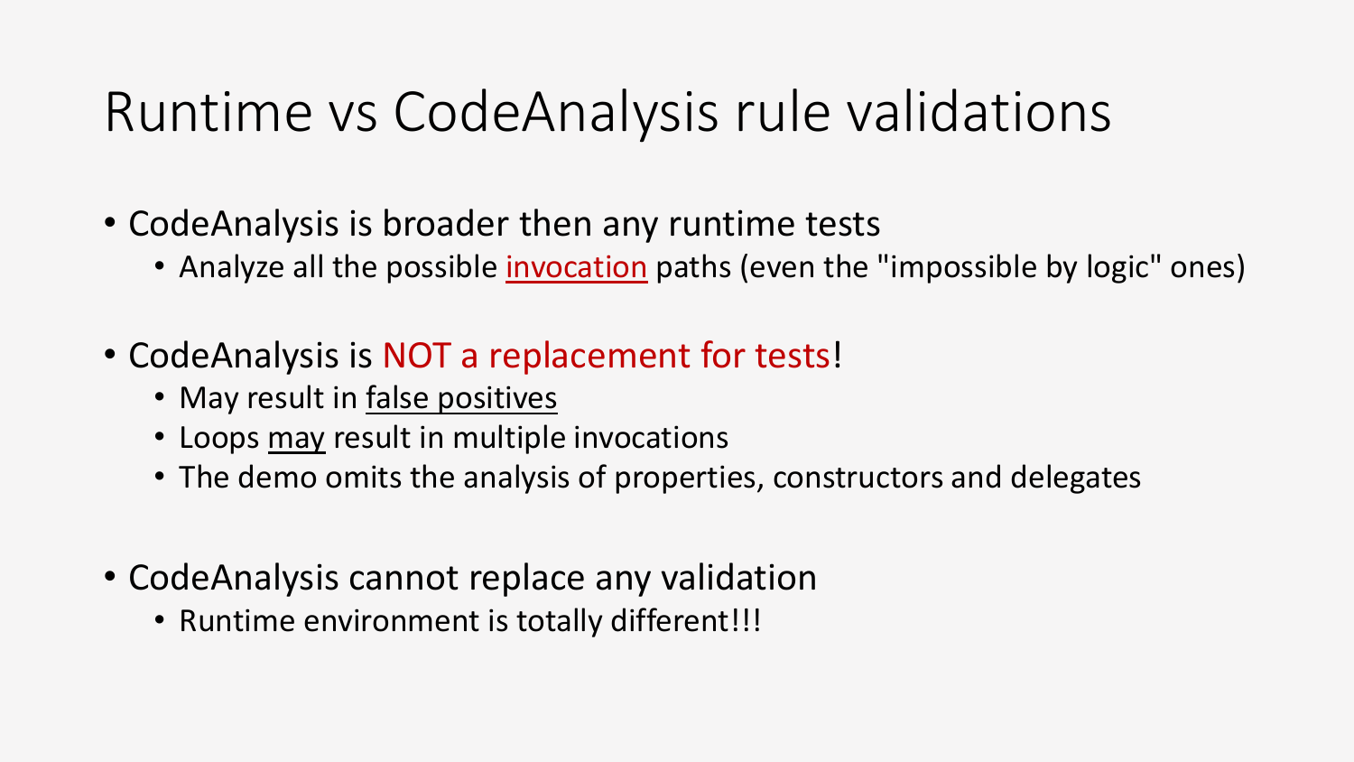# Runtime vs CodeAnalysis rule validations

- CodeAnalysis is broader then any runtime tests
  - Analyze all the possible <u>invocation</u> paths (even the "impossible by logic" ones)
- CodeAnalysis is NOT a replacement for tests!
  - May result in <u>false positives</u>
  - Loops <u>may</u> result in multiple invocations
  - The demo omits the analysis of properties, constructors and delegates
- CodeAnalysis cannot replace any validation
  - Runtime environment is totally different!!!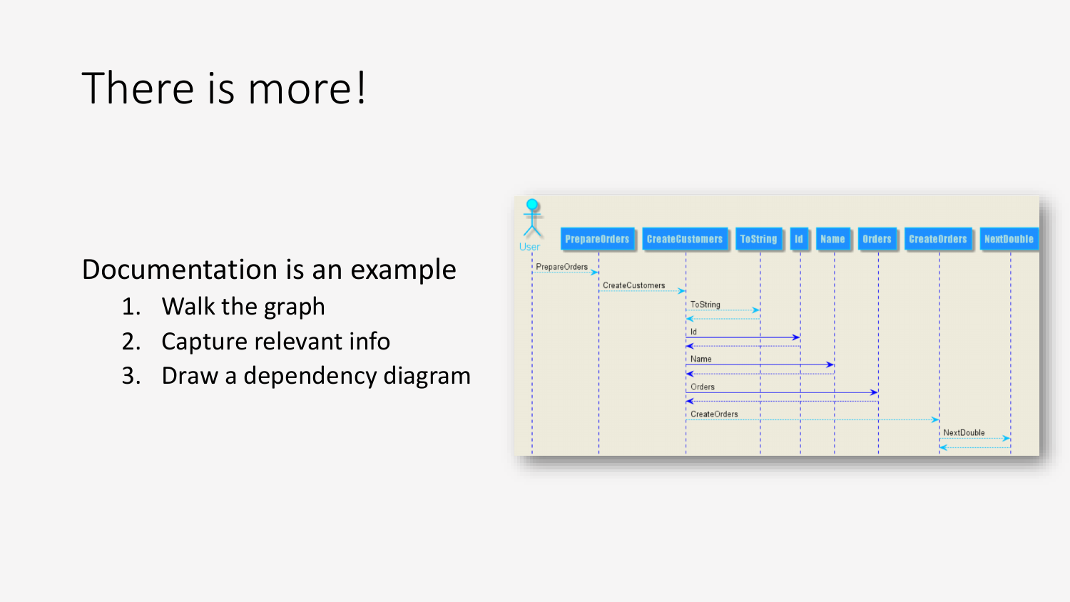# There is more!

Documentation is an example

1. Walk the graph
2. Capture relevant info
3. Draw a dependency diagram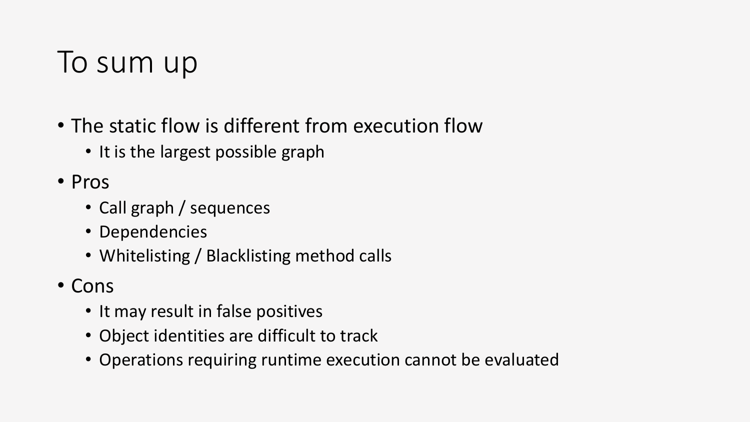# To sum up

- The static flow is different from execution flow
  - It is the largest possible graph
- Pros
  - Call graph / sequences
  - Dependencies
  - Whitelisting / Blacklisting method calls
- Cons
  - It may result in false positives
  - Object identities are difficult to track
  - Operations requiring runtime execution cannot be evaluated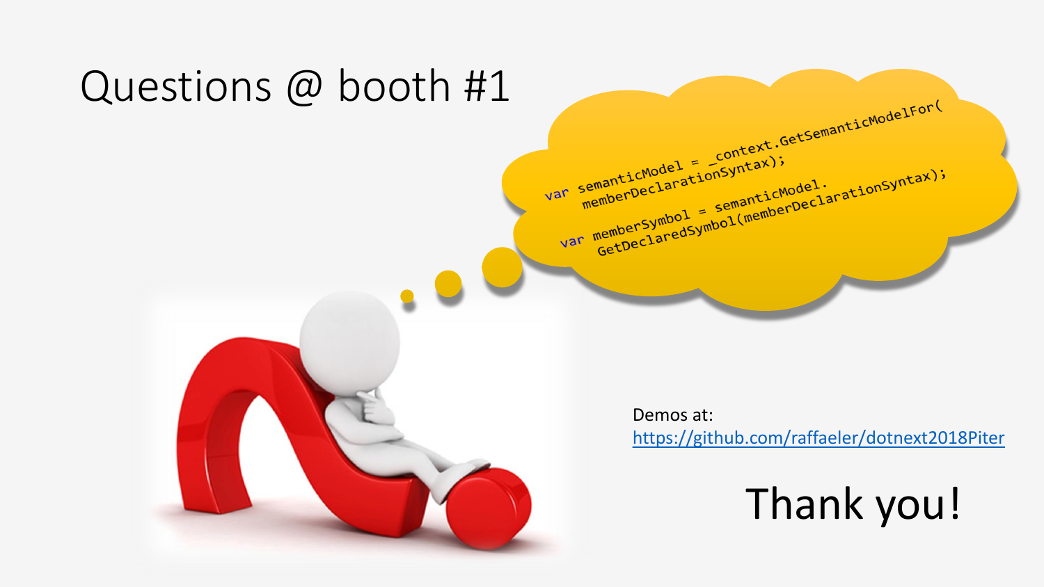# Questions @ booth #1

```
var semanticModel = _context.GetSemanticModelFor(
    memberDeclarationSyntax);

var memberSymbol = semanticModel.
    GetDeclaredSymbol(memberDeclarationSyntax);
```

Demos at:
https://github.com/raffaeler/dotnext2018Piter

Thank you!